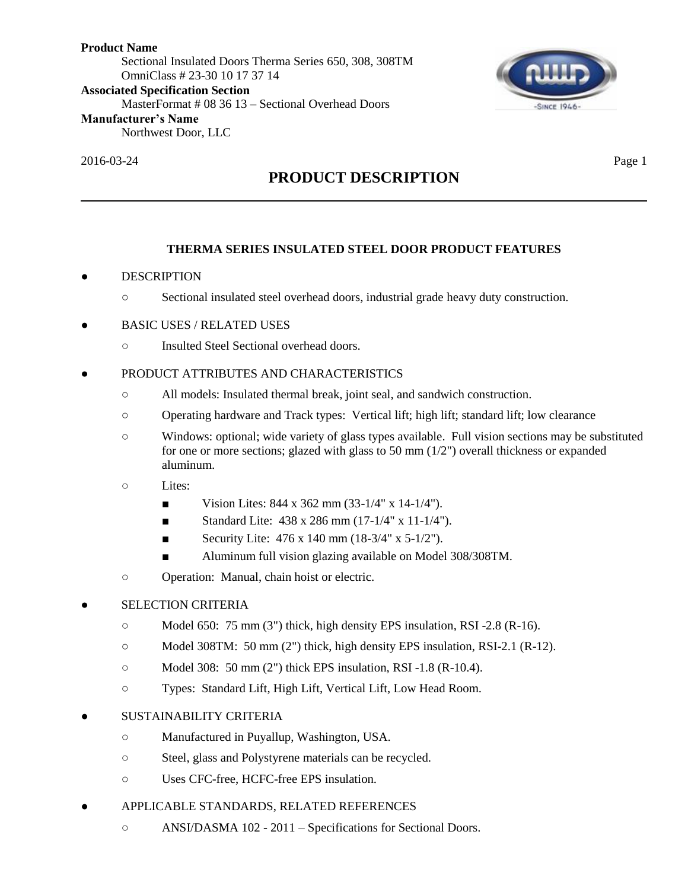**Product Name**

Sectional Insulated Doors Therma Series 650, 308, 308TM
OmniClass # 23-30 10 17 37 14

**Associated Specification Section**

MasterFormat # 08 36 13 – Sectional Overhead Doors

**Manufacturer's Name**

Northwest Door, LLC

2016-03-24

# PRODUCT DESCRIPTION

### THERMA SERIES INSULATED STEEL DOOR PRODUCT FEATURES

- DESCRIPTION
  - Sectional insulated steel overhead doors, industrial grade heavy duty construction.
- BASIC USES / RELATED USES
  - Insulted Steel Sectional overhead doors.
- PRODUCT ATTRIBUTES AND CHARACTERISTICS
  - All models: Insulated thermal break, joint seal, and sandwich construction.
  - Operating hardware and Track types: Vertical lift; high lift; standard lift; low clearance
  - Windows: optional; wide variety of glass types available. Full vision sections may be substituted for one or more sections; glazed with glass to 50 mm (1/2") overall thickness or expanded aluminum.
  - Lites:
    - Vision Lites: 844 x 362 mm (33-1/4" x 14-1/4").
    - Standard Lite: 438 x 286 mm (17-1/4" x 11-1/4").
    - Security Lite: 476 x 140 mm (18-3/4" x 5-1/2").
    - Aluminum full vision glazing available on Model 308/308TM.
  - Operation: Manual, chain hoist or electric.
- SELECTION CRITERIA
  - Model 650: 75 mm (3") thick, high density EPS insulation, RSI -2.8 (R-16).
  - Model 308TM: 50 mm (2") thick, high density EPS insulation, RSI-2.1 (R-12).
  - Model 308: 50 mm (2") thick EPS insulation, RSI -1.8 (R-10.4).
  - Types: Standard Lift, High Lift, Vertical Lift, Low Head Room.
- SUSTAINABILITY CRITERIA
  - Manufactured in Puyallup, Washington, USA.
  - Steel, glass and Polystyrene materials can be recycled.
  - Uses CFC-free, HCFC-free EPS insulation.
- APPLICABLE STANDARDS, RELATED REFERENCES
  - ANSI/DASMA 102 - 2011 – Specifications for Sectional Doors.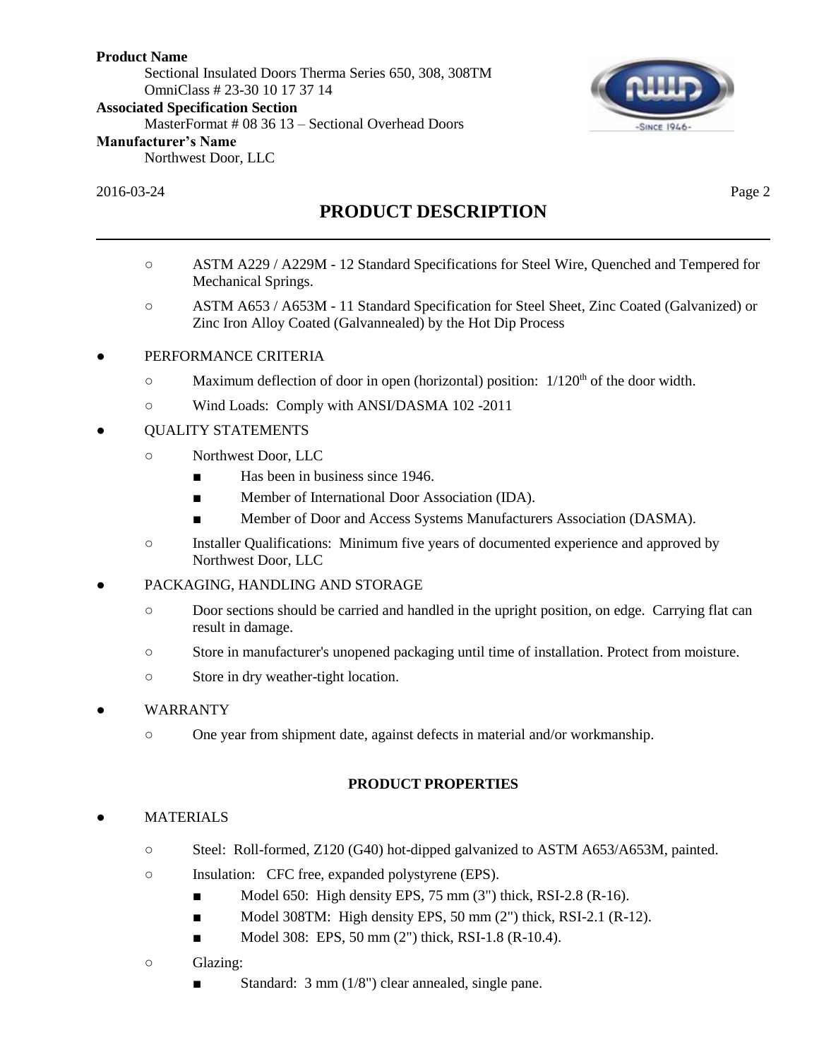## PRODUCT DESCRIPTION

- ASTM A229 / A229M - 12 Standard Specifications for Steel Wire, Quenched and Tempered for Mechanical Springs.
- ASTM A653 / A653M - 11 Standard Specification for Steel Sheet, Zinc Coated (Galvanized) or Zinc Iron Alloy Coated (Galvannealed) by the Hot Dip Process

- PERFORMANCE CRITERIA
  - Maximum deflection of door in open (horizontal) position: 1/120th of the door width.
  - Wind Loads: Comply with ANSI/DASMA 102 -2011
- QUALITY STATEMENTS
  - Northwest Door, LLC
    - Has been in business since 1946.
    - Member of International Door Association (IDA).
    - Member of Door and Access Systems Manufacturers Association (DASMA).
  - Installer Qualifications: Minimum five years of documented experience and approved by Northwest Door, LLC
- PACKAGING, HANDLING AND STORAGE
  - Door sections should be carried and handled in the upright position, on edge. Carrying flat can result in damage.
  - Store in manufacturer's unopened packaging until time of installation. Protect from moisture.
  - Store in dry weather-tight location.
- WARRANTY
  - One year from shipment date, against defects in material and/or workmanship.

### PRODUCT PROPERTIES

- MATERIALS
  - Steel: Roll-formed, Z120 (G40) hot-dipped galvanized to ASTM A653/A653M, painted.
  - Insulation: CFC free, expanded polystyrene (EPS).
    - Model 650: High density EPS, 75 mm (3") thick, RSI-2.8 (R-16).
    - Model 308TM: High density EPS, 50 mm (2") thick, RSI-2.1 (R-12).
    - Model 308: EPS, 50 mm (2") thick, RSI-1.8 (R-10.4).
  - Glazing:
    - Standard: 3 mm (1/8") clear annealed, single pane.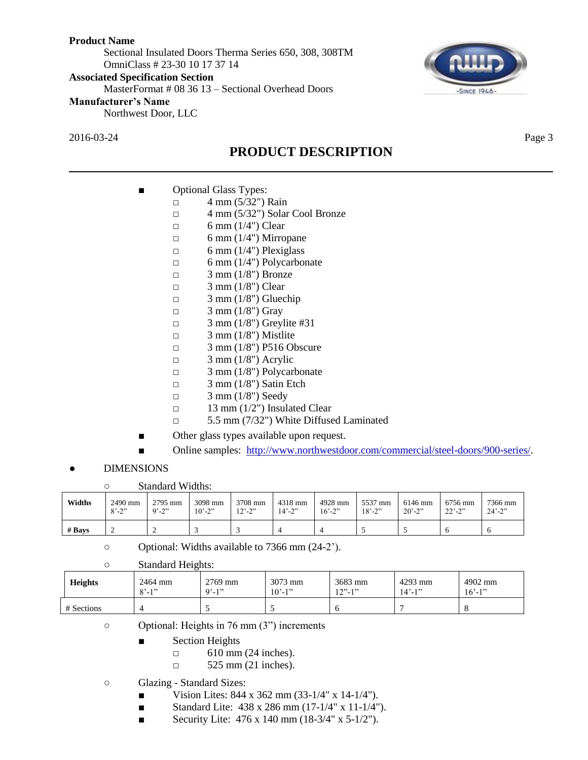## PRODUCT DESCRIPTION

- Optional Glass Types:
  - 4 mm (5/32") Rain
  - 4 mm (5/32") Solar Cool Bronze
  - 6 mm (1/4") Clear
  - 6 mm (1/4") Mirropane
  - 6 mm (1/4") Plexiglass
  - 6 mm (1/4") Polycarbonate
  - 3 mm (1/8") Bronze
  - 3 mm (1/8") Clear
  - 3 mm (1/8") Gluechip
  - 3 mm (1/8") Gray
  - 3 mm (1/8") Greylite #31
  - 3 mm (1/8") Mistlite
  - 3 mm (1/8") P516 Obscure
  - 3 mm (1/8") Acrylic
  - 3 mm (1/8") Polycarbonate
  - 3 mm (1/8") Satin Etch
  - 3 mm (1/8") Seedy
  - 13 mm (1/2") Insulated Clear
  - 5.5 mm (7/32") White Diffused Laminated
- Other glass types available upon request.
- Online samples: [http://www.northwestdoor.com/commercial/steel-doors/900-series/](http://www.northwestdoor.com/commercial/steel-doors/900-series/).

- DIMENSIONS
  - Standard Widths:

| **Widths** | 2490 mm 8'-2" | 2795 mm 9'-2" | 3098 mm 10'-2" | 3708 mm 12'-2" | 4318 mm 14'-2" | 4928 mm 16'-2" | 5537 mm 18'-2" | 6146 mm 20'-2" | 6756 mm 22'-2" | 7366 mm 24'-2" |
|---|---|---|---|---|---|---|---|---|---|---|
| **# Bays** | 2 | 2 | 3 | 3 | 4 | 4 | 5 | 5 | 6 | 6 |

  - Optional: Widths available to 7366 mm (24-2').
  - Standard Heights:

| **Heights** | 2464 mm 8'-1" | 2769 mm 9'-1" | 3073 mm 10'-1" | 3683 mm 12"-1" | 4293 mm 14'-1" | 4902 mm 16'-1" |
|---|---|---|---|---|---|---|
| # Sections | 4 | 5 | 5 | 6 | 7 | 8 |

  - Optional: Heights in 76 mm (3") increments
    - Section Heights
      - 610 mm (24 inches).
      - 525 mm (21 inches).
  - Glazing - Standard Sizes:
    - Vision Lites: 844 x 362 mm (33-1/4" x 14-1/4").
    - Standard Lite: 438 x 286 mm (17-1/4" x 11-1/4").
    - Security Lite: 476 x 140 mm (18-3/4" x 5-1/2").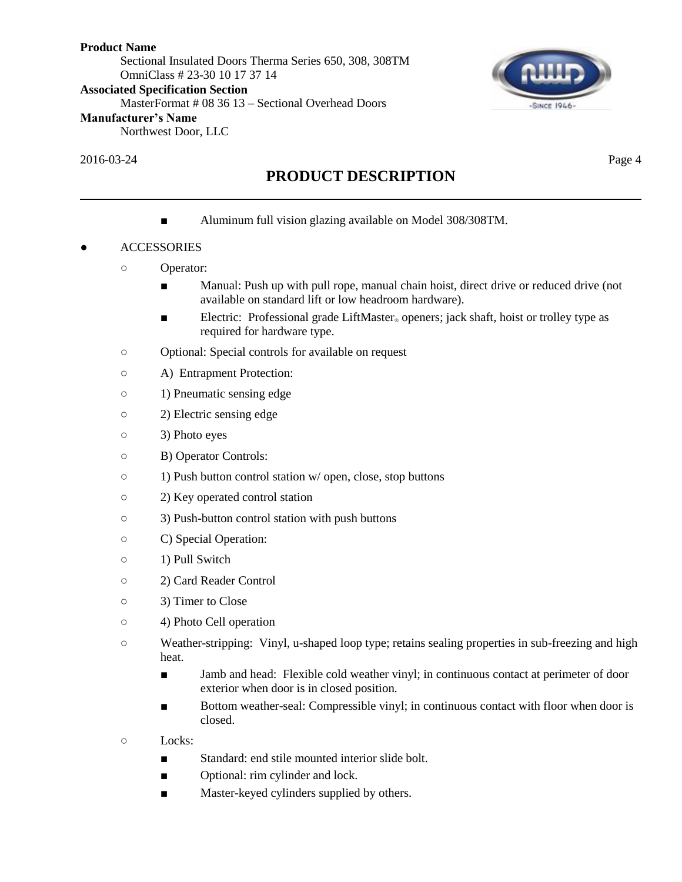## PRODUCT DESCRIPTION

- Aluminum full vision glazing available on Model 308/308TM.

- ACCESSORIES
  - Operator:
    - Manual: Push up with pull rope, manual chain hoist, direct drive or reduced drive (not available on standard lift or low headroom hardware).
    - Electric: Professional grade LiftMaster® openers; jack shaft, hoist or trolley type as required for hardware type.
  - Optional: Special controls for available on request
  - A) Entrapment Protection:
  - 1) Pneumatic sensing edge
  - 2) Electric sensing edge
  - 3) Photo eyes
  - B) Operator Controls:
  - 1) Push button control station w/ open, close, stop buttons
  - 2) Key operated control station
  - 3) Push-button control station with push buttons
  - C) Special Operation:
  - 1) Pull Switch
  - 2) Card Reader Control
  - 3) Timer to Close
  - 4) Photo Cell operation
  - Weather-stripping: Vinyl, u-shaped loop type; retains sealing properties in sub-freezing and high heat.
    - Jamb and head: Flexible cold weather vinyl; in continuous contact at perimeter of door exterior when door is in closed position.
    - Bottom weather-seal: Compressible vinyl; in continuous contact with floor when door is closed.
  - Locks:
    - Standard: end stile mounted interior slide bolt.
    - Optional: rim cylinder and lock.
    - Master-keyed cylinders supplied by others.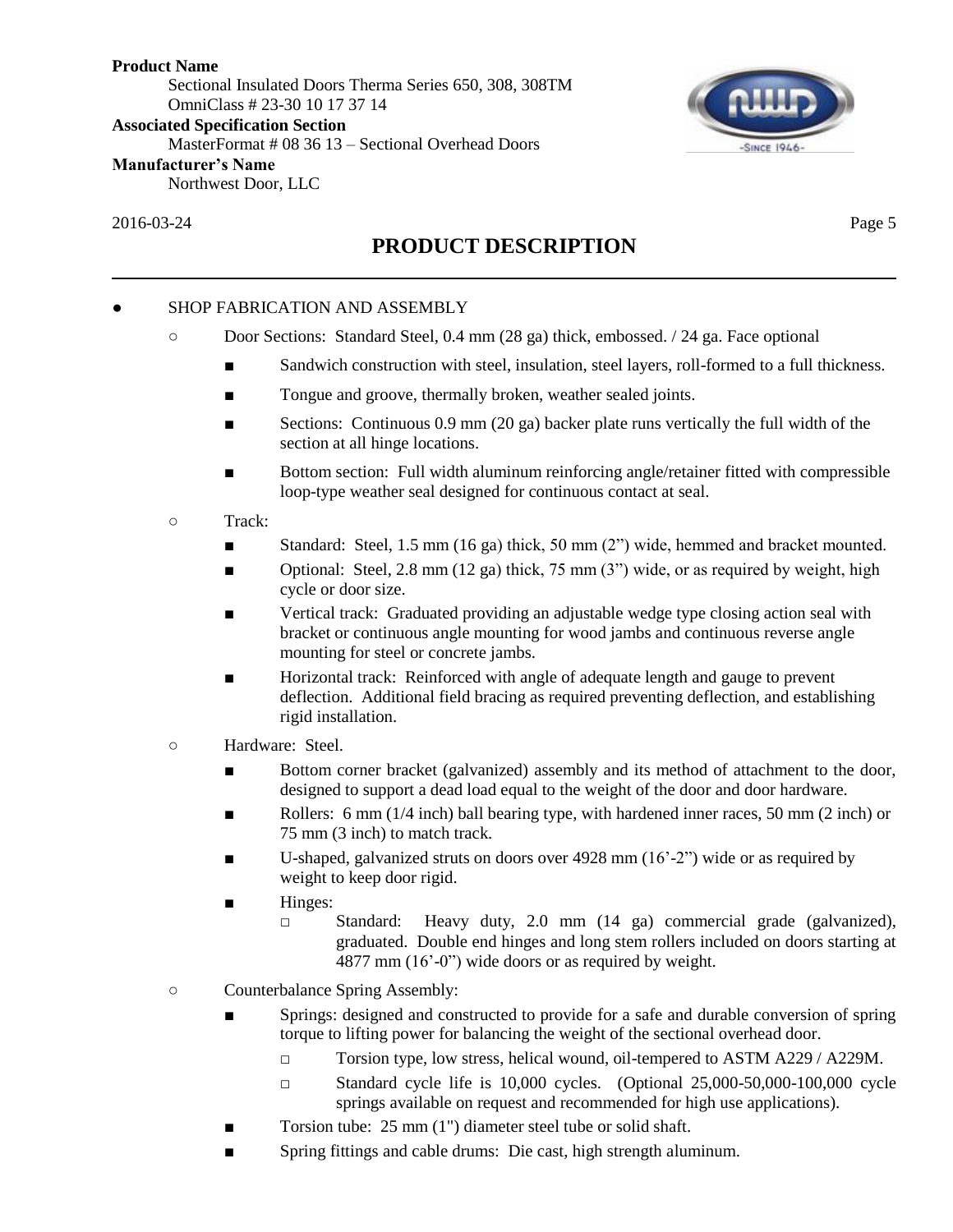# PRODUCT DESCRIPTION

- SHOP FABRICATION AND ASSEMBLY
  - Door Sections: Standard Steel, 0.4 mm (28 ga) thick, embossed. / 24 ga. Face optional
    - Sandwich construction with steel, insulation, steel layers, roll-formed to a full thickness.
    - Tongue and groove, thermally broken, weather sealed joints.
    - Sections: Continuous 0.9 mm (20 ga) backer plate runs vertically the full width of the section at all hinge locations.
    - Bottom section: Full width aluminum reinforcing angle/retainer fitted with compressible loop-type weather seal designed for continuous contact at seal.
  - Track:
    - Standard: Steel, 1.5 mm (16 ga) thick, 50 mm (2") wide, hemmed and bracket mounted.
    - Optional: Steel, 2.8 mm (12 ga) thick, 75 mm (3") wide, or as required by weight, high cycle or door size.
    - Vertical track: Graduated providing an adjustable wedge type closing action seal with bracket or continuous angle mounting for wood jambs and continuous reverse angle mounting for steel or concrete jambs.
    - Horizontal track: Reinforced with angle of adequate length and gauge to prevent deflection. Additional field bracing as required preventing deflection, and establishing rigid installation.
  - Hardware: Steel.
    - Bottom corner bracket (galvanized) assembly and its method of attachment to the door, designed to support a dead load equal to the weight of the door and door hardware.
    - Rollers: 6 mm (1/4 inch) ball bearing type, with hardened inner races, 50 mm (2 inch) or 75 mm (3 inch) to match track.
    - U-shaped, galvanized struts on doors over 4928 mm (16'-2") wide or as required by weight to keep door rigid.
    - Hinges:
      - Standard: Heavy duty, 2.0 mm (14 ga) commercial grade (galvanized), graduated. Double end hinges and long stem rollers included on doors starting at 4877 mm (16'-0") wide doors or as required by weight.
  - Counterbalance Spring Assembly:
    - Springs: designed and constructed to provide for a safe and durable conversion of spring torque to lifting power for balancing the weight of the sectional overhead door.
      - Torsion type, low stress, helical wound, oil-tempered to ASTM A229 / A229M.
      - Standard cycle life is 10,000 cycles. (Optional 25,000-50,000-100,000 cycle springs available on request and recommended for high use applications).
    - Torsion tube: 25 mm (1") diameter steel tube or solid shaft.
    - Spring fittings and cable drums: Die cast, high strength aluminum.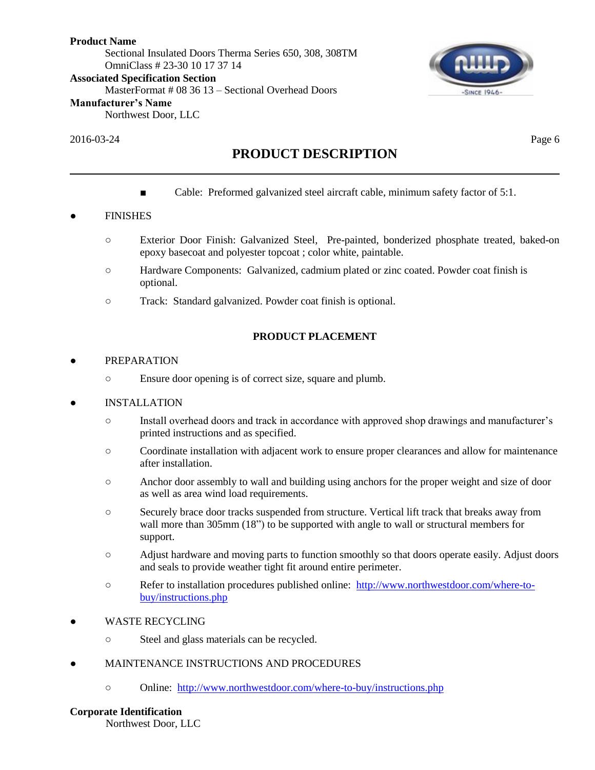- Cable: Preformed galvanized steel aircraft cable, minimum safety factor of 5:1.

- FINISHES
  - Exterior Door Finish: Galvanized Steel, Pre-painted, bonderized phosphate treated, baked-on epoxy basecoat and polyester topcoat ; color white, paintable.
  - Hardware Components: Galvanized, cadmium plated or zinc coated. Powder coat finish is optional.
  - Track: Standard galvanized. Powder coat finish is optional.

## PRODUCT PLACEMENT

- PREPARATION
  - Ensure door opening is of correct size, square and plumb.
- INSTALLATION
  - Install overhead doors and track in accordance with approved shop drawings and manufacturer's printed instructions and as specified.
  - Coordinate installation with adjacent work to ensure proper clearances and allow for maintenance after installation.
  - Anchor door assembly to wall and building using anchors for the proper weight and size of door as well as area wind load requirements.
  - Securely brace door tracks suspended from structure. Vertical lift track that breaks away from wall more than 305mm (18") to be supported with angle to wall or structural members for support.
  - Adjust hardware and moving parts to function smoothly so that doors operate easily. Adjust doors and seals to provide weather tight fit around entire perimeter.
  - Refer to installation procedures published online: http://www.northwestdoor.com/where-to-buy/instructions.php
- WASTE RECYCLING
  - Steel and glass materials can be recycled.
- MAINTENANCE INSTRUCTIONS AND PROCEDURES
  - Online: http://www.northwestdoor.com/where-to-buy/instructions.php

**Corporate Identification**

Northwest Door, LLC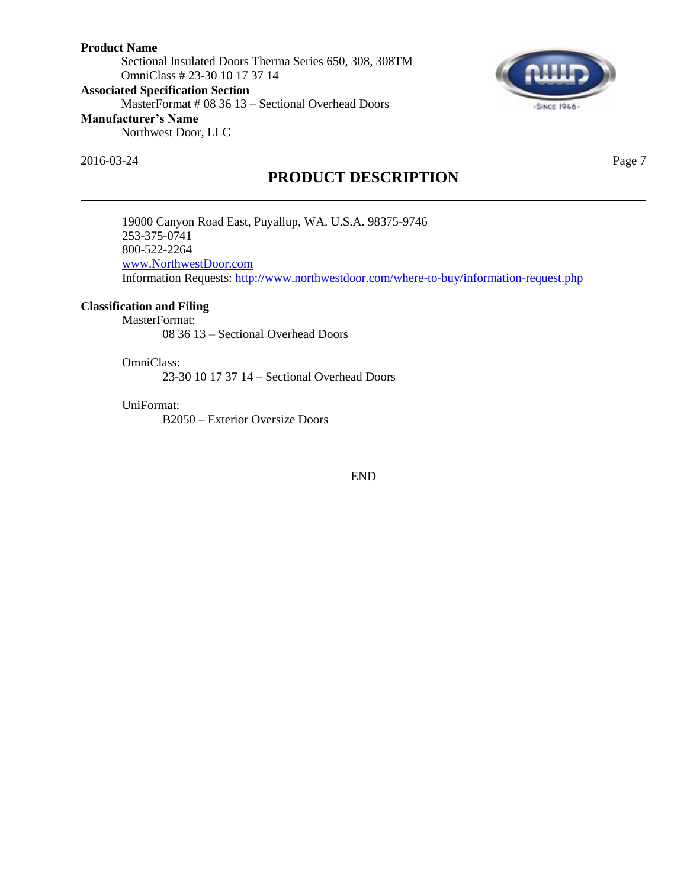# PRODUCT DESCRIPTION

19000 Canyon Road East, Puyallup, WA. U.S.A. 98375-9746
253-375-0741
800-522-2264
www.NorthwestDoor.com
Information Requests: http://www.northwestdoor.com/where-to-buy/information-request.php

**Classification and Filing**

MasterFormat:

08 36 13 – Sectional Overhead Doors

OmniClass:

23-30 10 17 37 14 – Sectional Overhead Doors

UniFormat:

B2050 – Exterior Oversize Doors

END